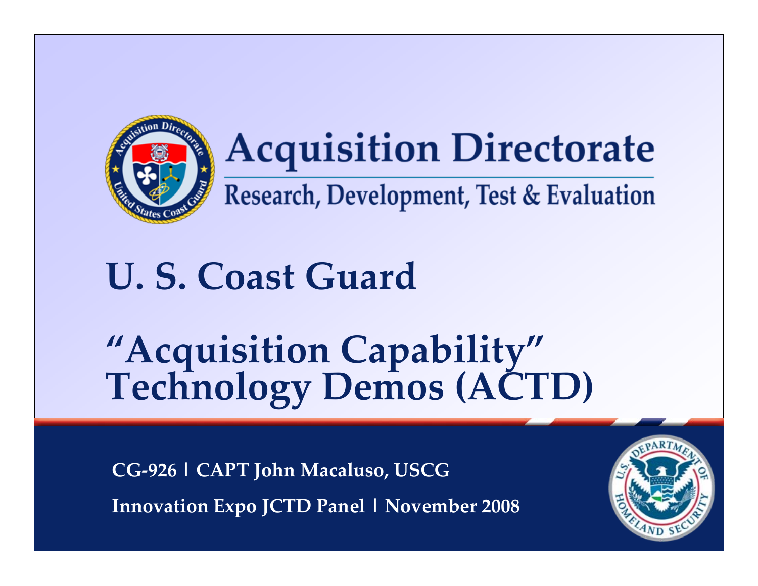# Acquisition Directorate

## Research, Development, Test & Evaluation

# U. S. Coast Guard

# "Acquisition Capability" Technology Demos (ACTD)

**CG-926 | CAPT John Macaluso, USCG**

**Innovation Expo JCTD Panel | November 2008**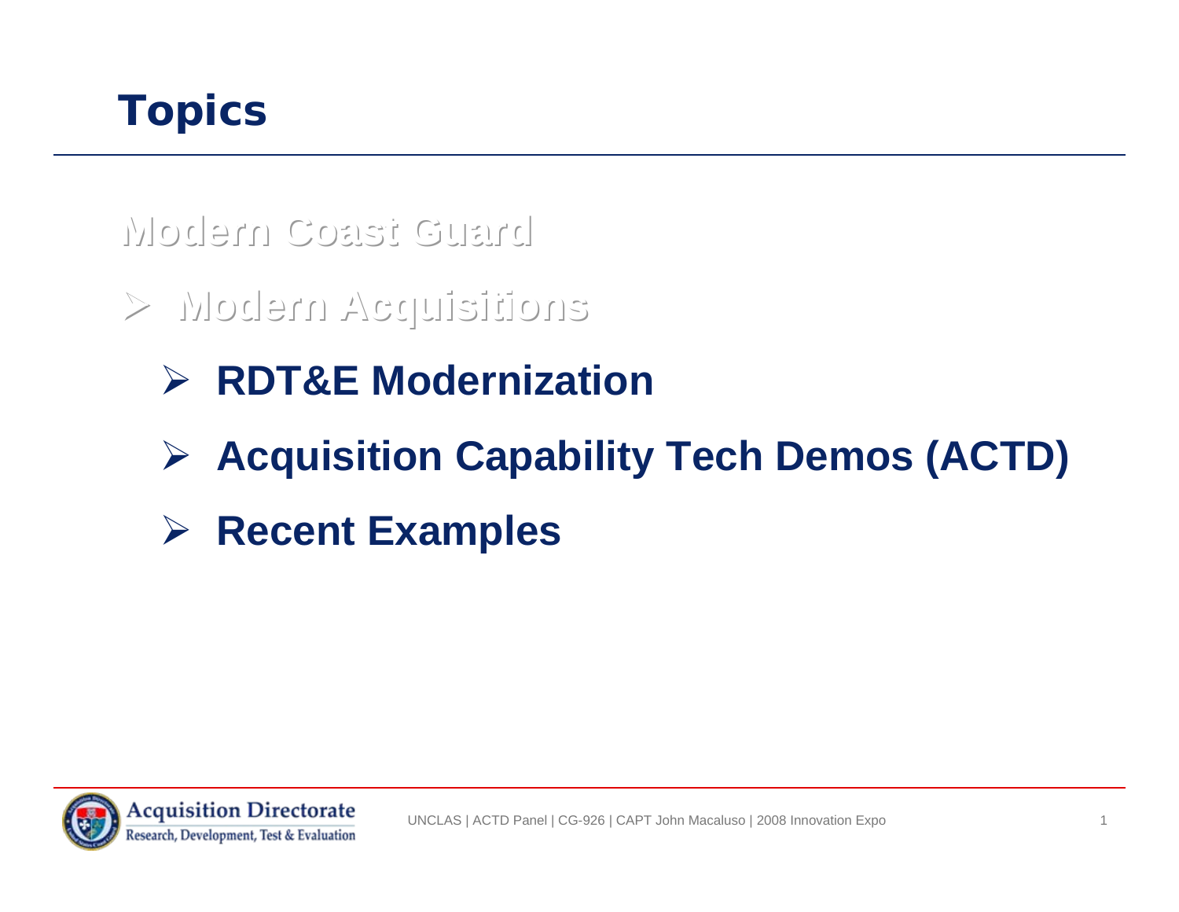# Topics

Modern Coast Guard

- Modern Acquisitions
  - **RDT&E Modernization**
  - **Acquisition Capability Tech Demos (ACTD)**
  - **Recent Examples**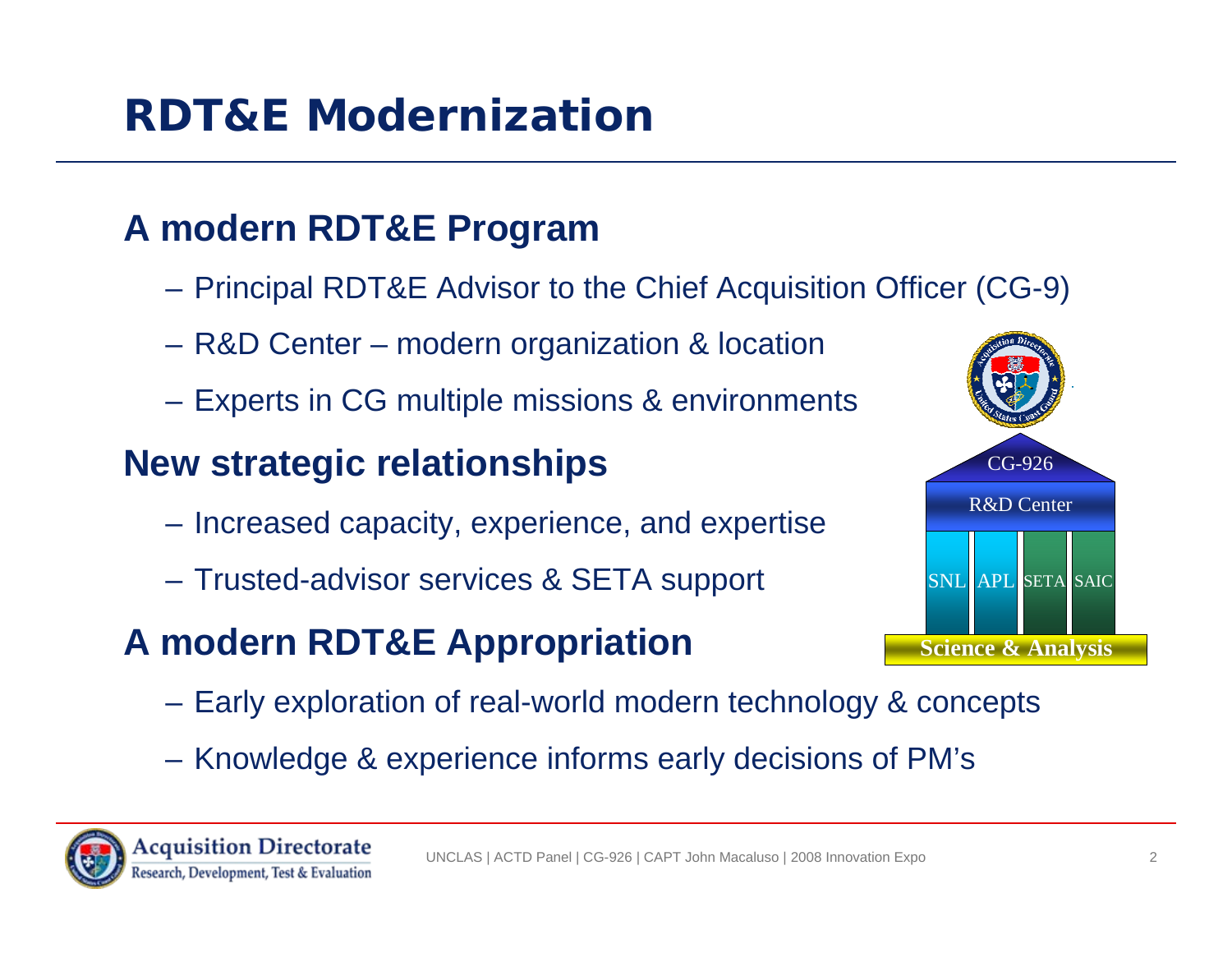# RDT&E Modernization

## A modern RDT&E Program

- Principal RDT&E Advisor to the Chief Acquisition Officer (CG-9)
- R&D Center – modern organization & location
- Experts in CG multiple missions & environments

## New strategic relationships

- Increased capacity, experience, and expertise
- Trusted-advisor services & SETA support

## A modern RDT&E Appropriation

- Early exploration of real-world modern technology & concepts
- Knowledge & experience informs early decisions of PM's

CG-926

R&D Center

SNL | APL | SETA | SAIC

Science & Analysis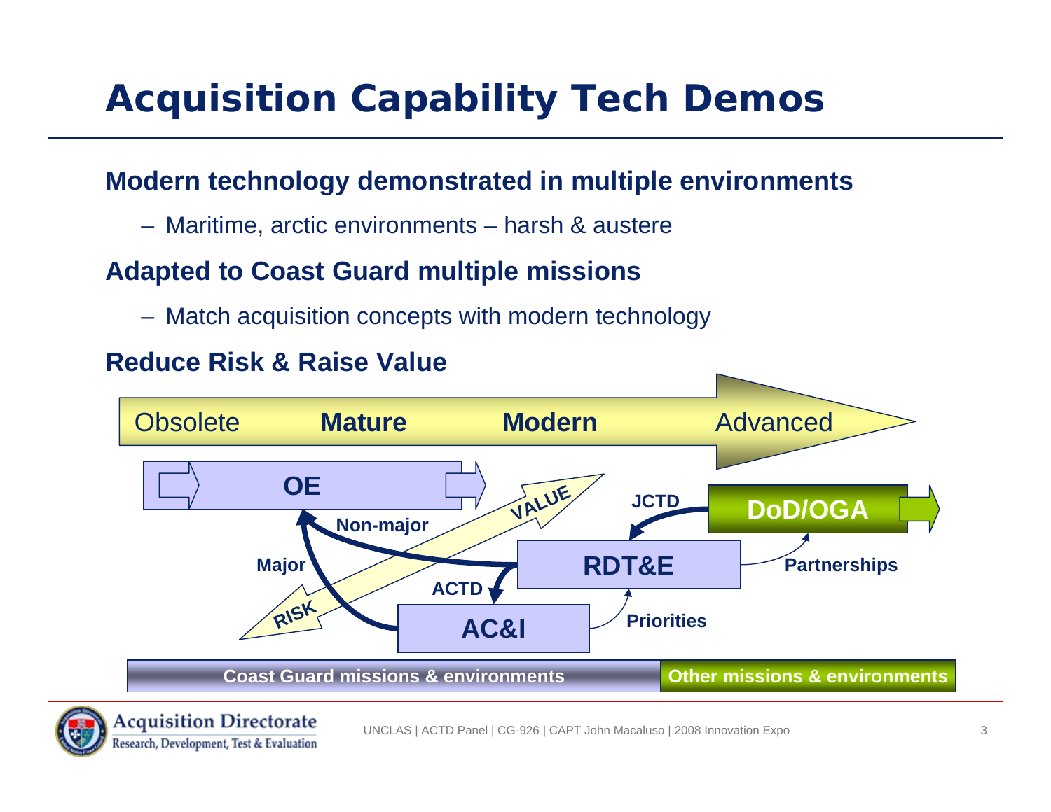# Acquisition Capability Tech Demos

**Modern technology demonstrated in multiple environments**

- Maritime, arctic environments – harsh & austere

**Adapted to Coast Guard multiple missions**

- Match acquisition concepts with modern technology

**Reduce Risk & Raise Value**

Obsolete **Mature** **Modern** Advanced

**OE**

**VALUE**

**JCTD**

**DoD/OGA**

**Non-major**

**Major**

**RDT&E**

**Partnerships**

**ACTD**

**RISK**

**AC&I**

**Priorities**

**Coast Guard missions & environments** **Other missions & environments**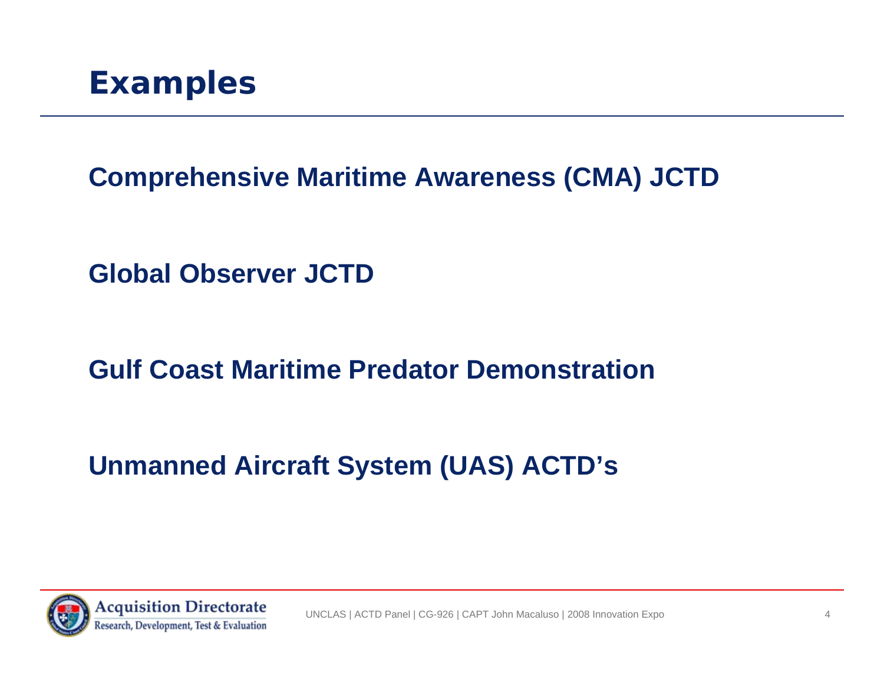# Examples

**Comprehensive Maritime Awareness (CMA) JCTD**

**Global Observer JCTD**

**Gulf Coast Maritime Predator Demonstration**

**Unmanned Aircraft System (UAS) ACTD's**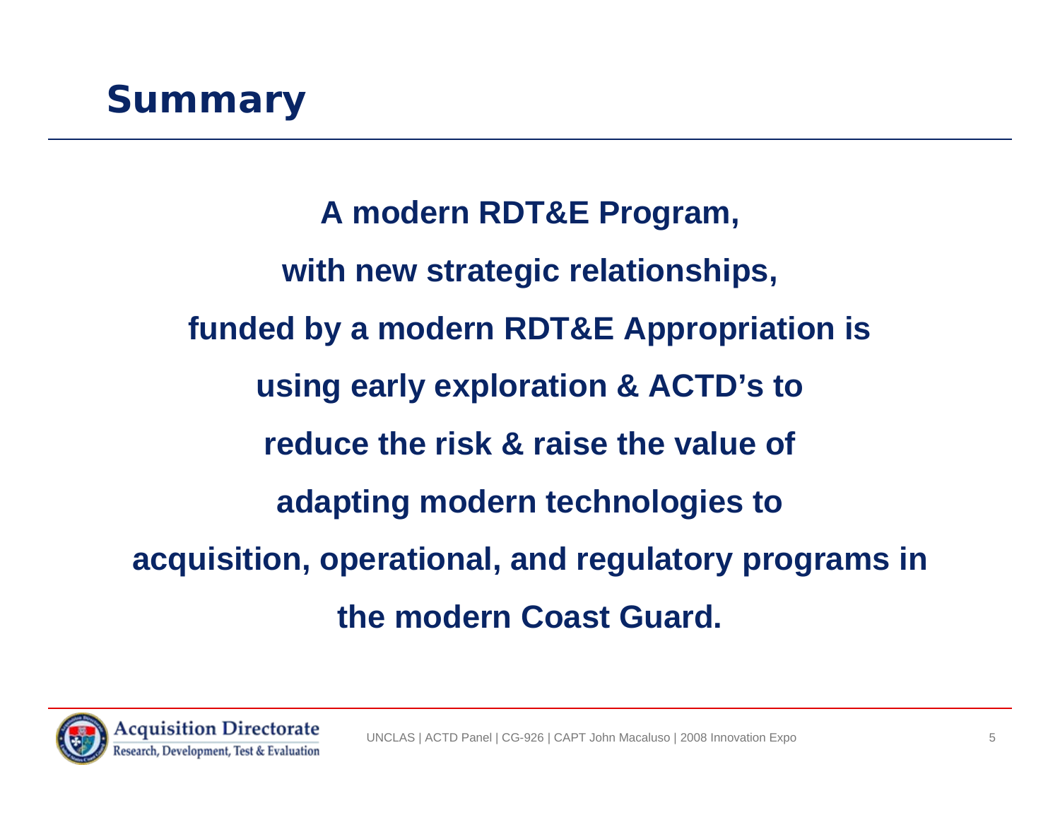# Summary

**A modern RDT&E Program,**

**with new strategic relationships,**

**funded by a modern RDT&E Appropriation is**

**using early exploration & ACTD's to**

**reduce the risk & raise the value of**

**adapting modern technologies to**

**acquisition, operational, and regulatory programs in**

**the modern Coast Guard.**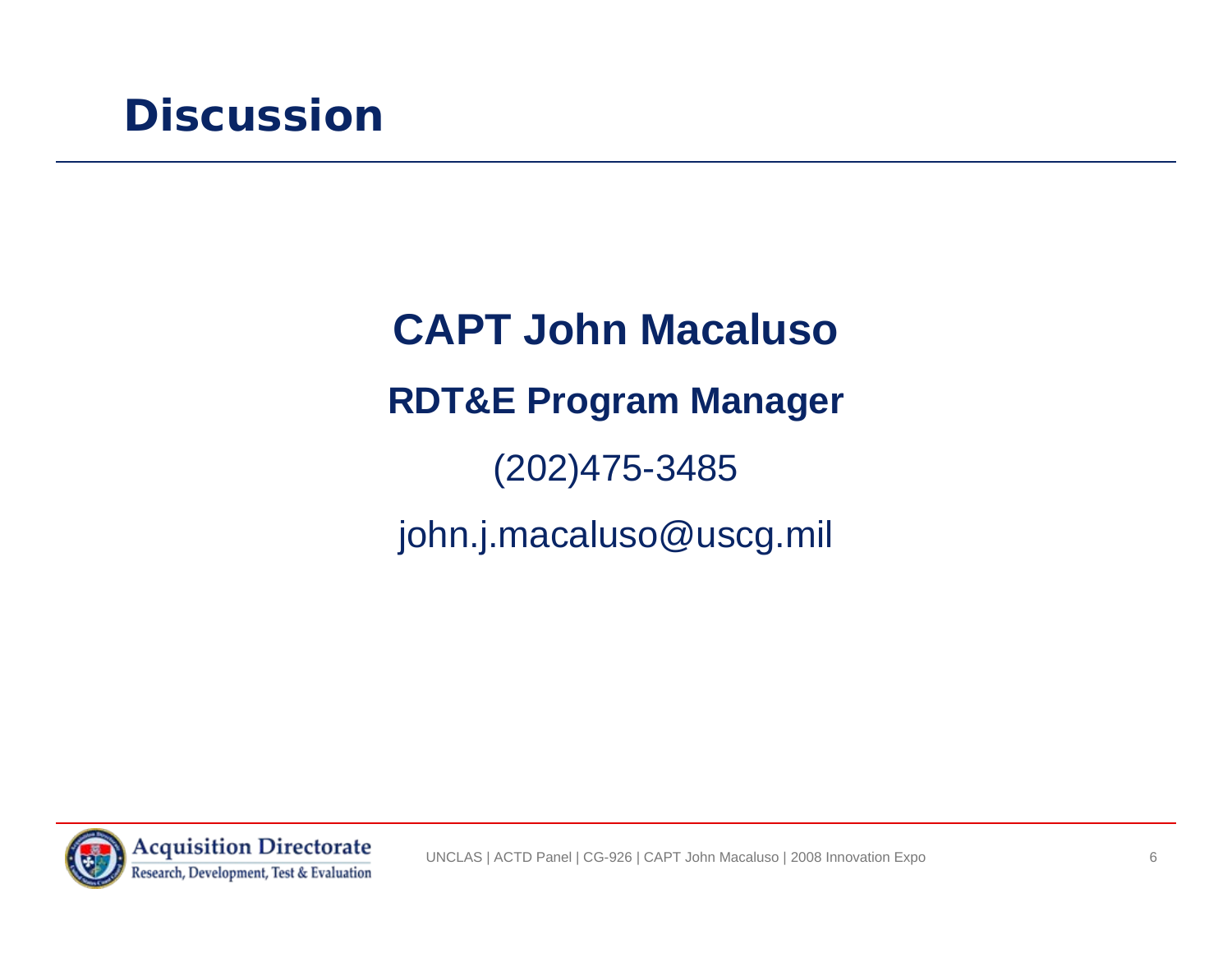# Discussion

**CAPT John Macaluso**

**RDT&E Program Manager**

(202)475-3485

john.j.macaluso@uscg.mil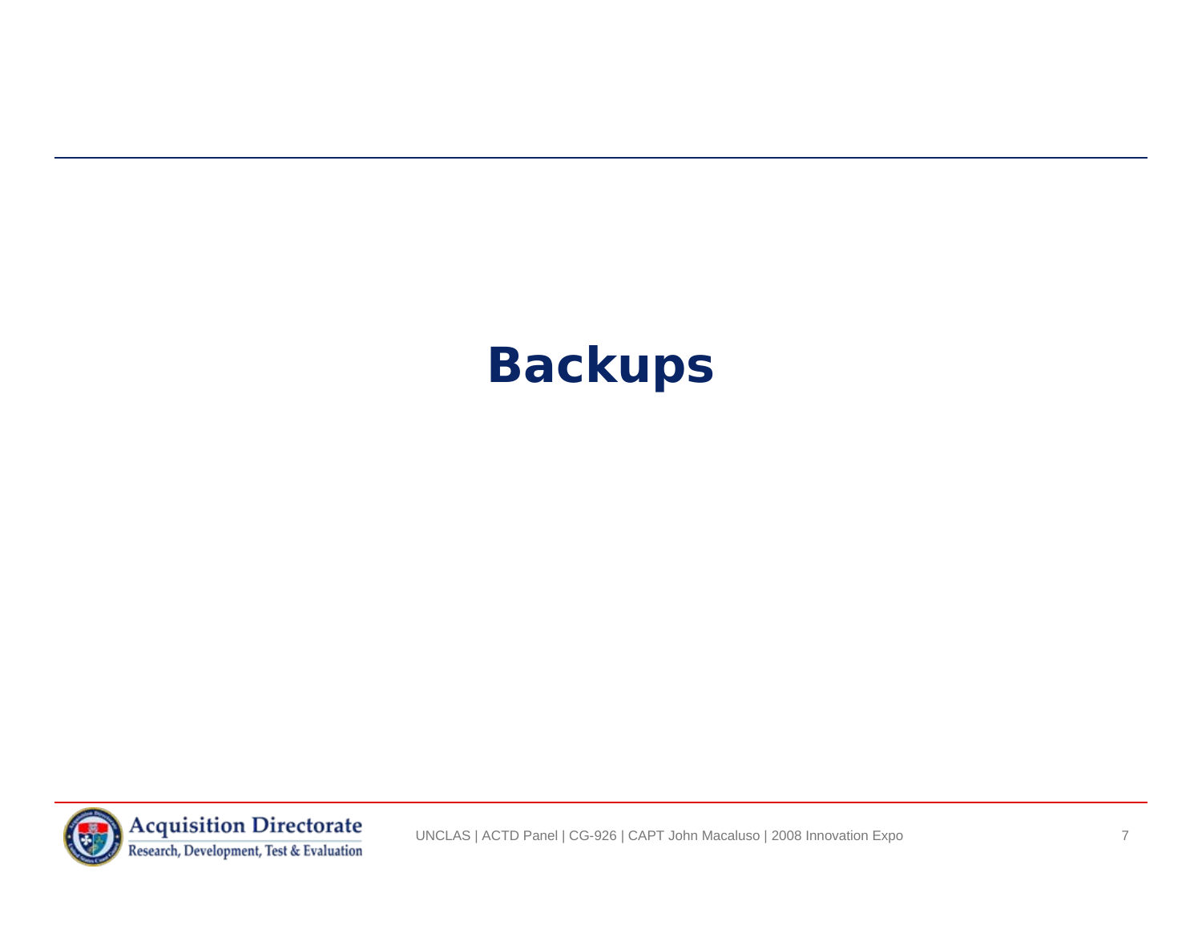# Backups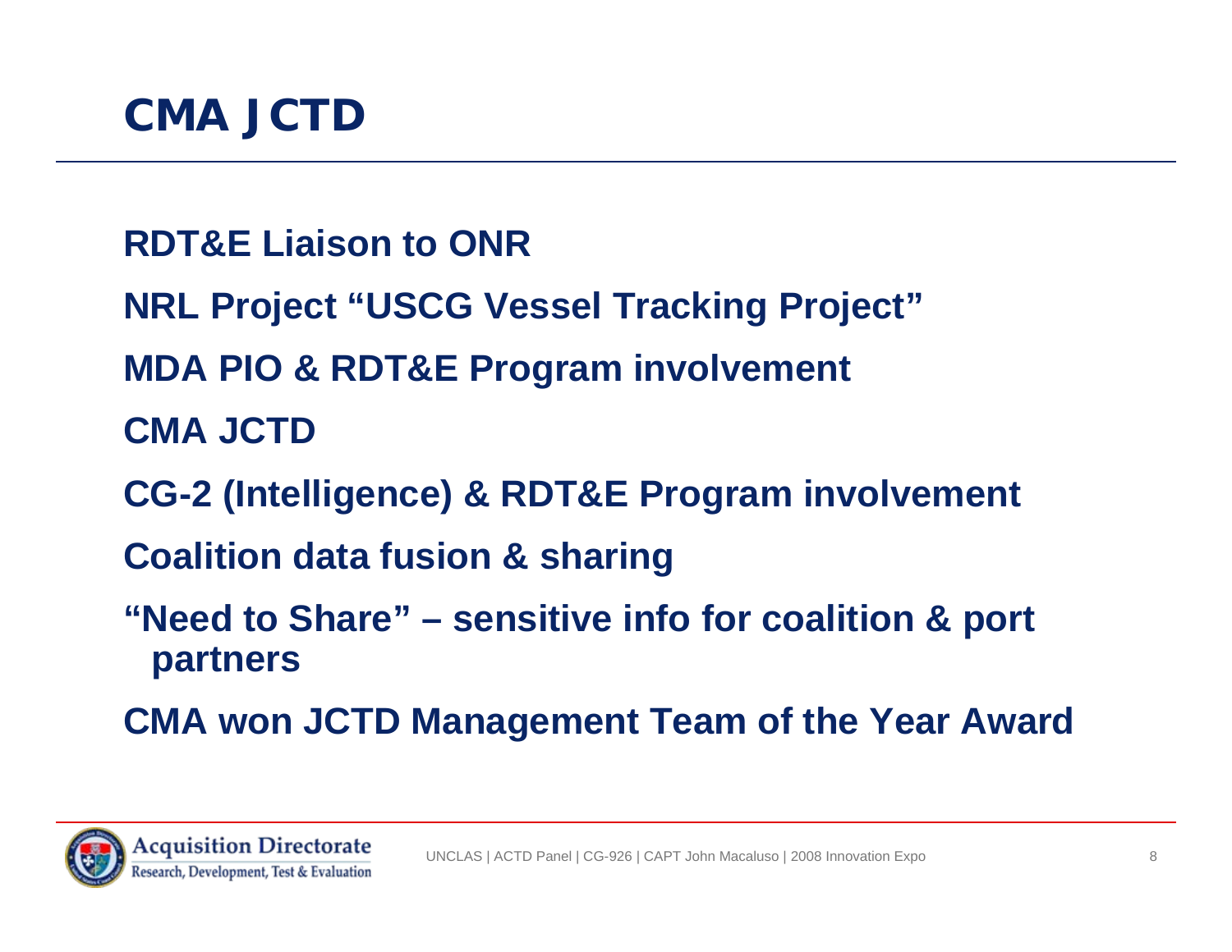# CMA JCTD

- RDT&E Liaison to ONR
- NRL Project "USCG Vessel Tracking Project"
- MDA PIO & RDT&E Program involvement
- CMA JCTD
- CG-2 (Intelligence) & RDT&E Program involvement
- Coalition data fusion & sharing
- "Need to Share" – sensitive info for coalition & port partners
- CMA won JCTD Management Team of the Year Award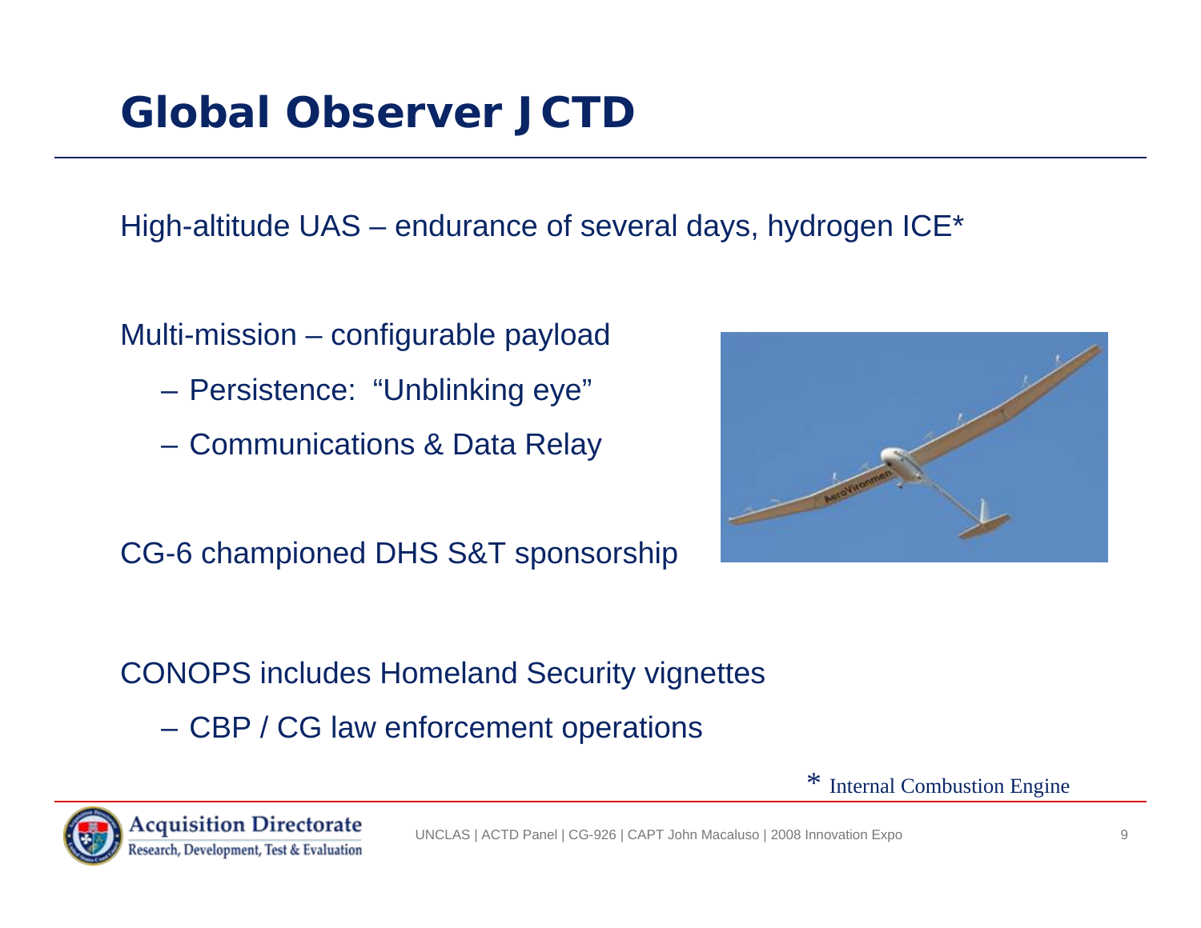# Global Observer JCTD

High-altitude UAS – endurance of several days, hydrogen ICE*

Multi-mission – configurable payload

- Persistence: "Unblinking eye"
- Communications & Data Relay

CG-6 championed DHS S&T sponsorship

CONOPS includes Homeland Security vignettes

- CBP / CG law enforcement operations

* Internal Combustion Engine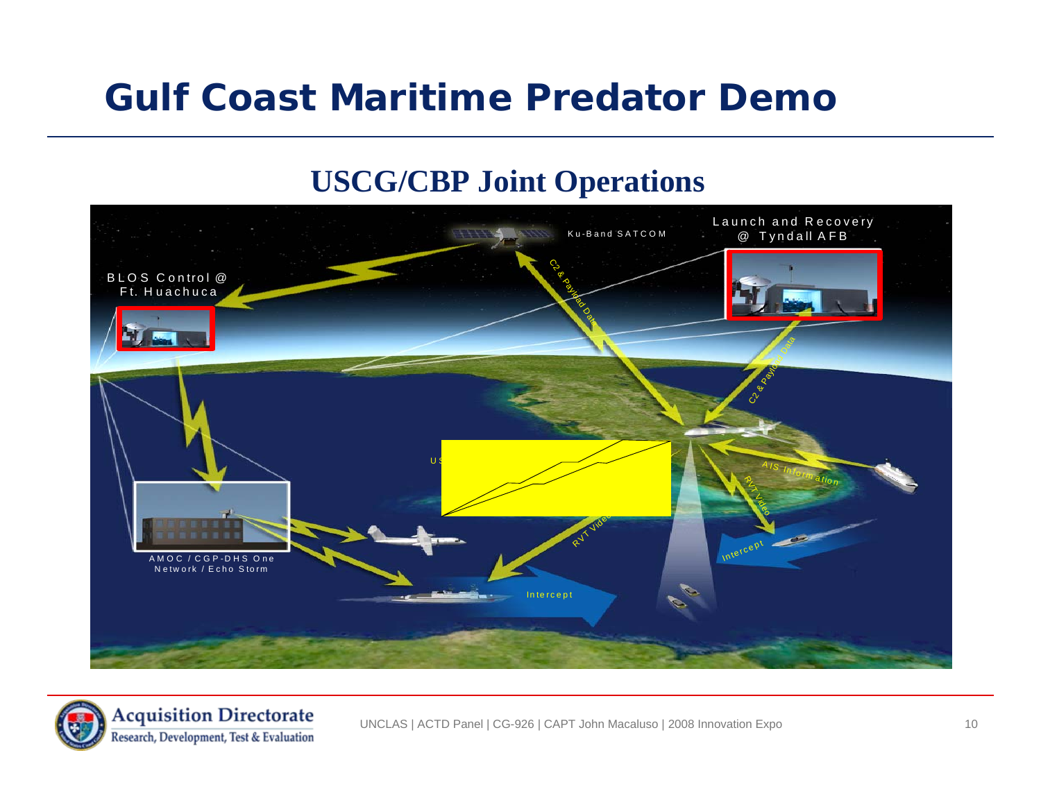# Gulf Coast Maritime Predator Demo

## USCG/CBP Joint Operations

BLOS Control @ Ft. Huachuca

Ku-Band SATCOM

Launch and Recovery @ Tyndall AFB

C2 & Payload Data

C2 & Payload Data

AIS Information

RVT Video

RVT Video

Intercept

Intercept

AMOC / CGP-DHS One Network / Echo Storm

US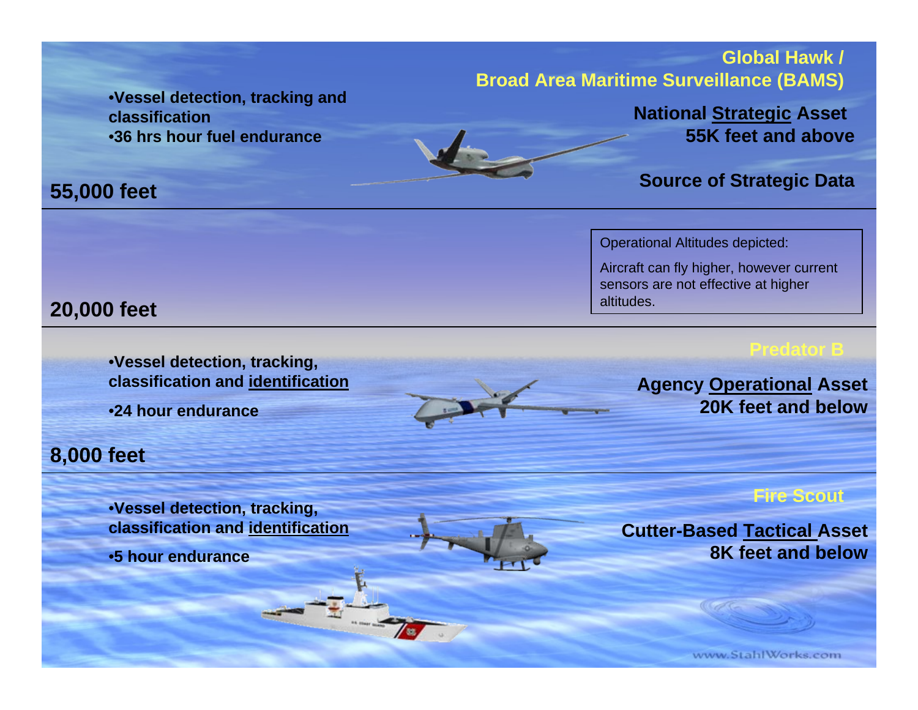## Global Hawk / Broad Area Maritime Surveillance (BAMS)

- Vessel detection, tracking and classification
- 36 hrs hour fuel endurance

**National Strategic Asset**
**55K feet and above**

**Source of Strategic Data**

**55,000 feet**

Operational Altitudes depicted:

Aircraft can fly higher, however current sensors are not effective at higher altitudes.

**20,000 feet**

## Predator B

- Vessel detection, tracking, classification and identification
- 24 hour endurance

**Agency Operational Asset**
**20K feet and below**

**8,000 feet**

## Fire Scout

- Vessel detection, tracking, classification and identification
- 5 hour endurance

**Cutter-Based Tactical Asset**
**8K feet and below**

www.StahlWorks.com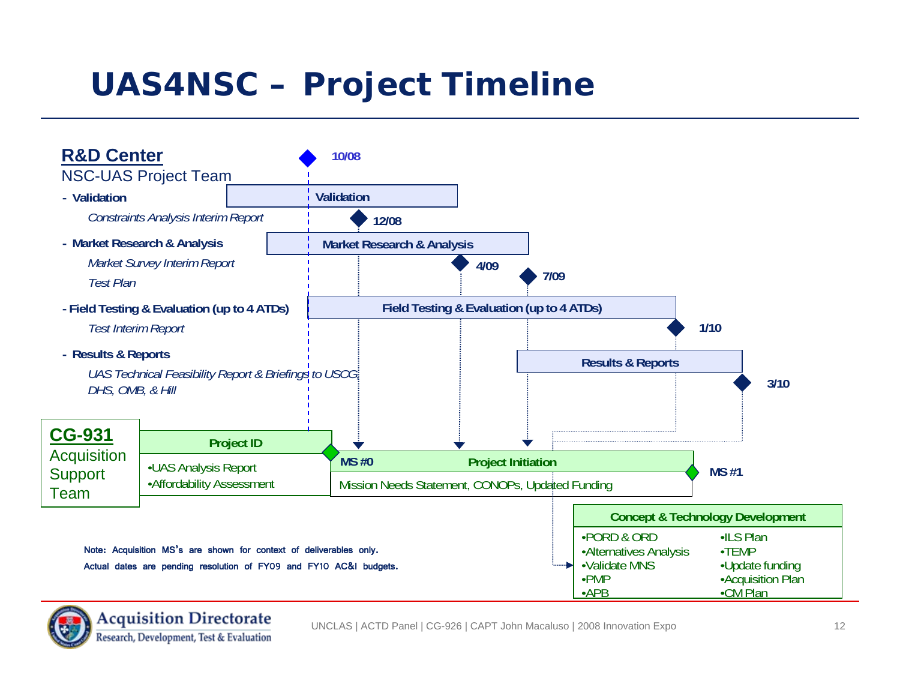# UAS4NSC – Project Timeline

**R&D Center**

NSC-UAS Project Team

- **Validation**
  - *Constraints Analysis Interim Report*
- **Market Research & Analysis**
  - *Market Survey Interim Report*
  - *Test Plan*
- **Field Testing & Evaluation (up to 4 ATDs)**
  - *Test Interim Report*
- **Results & Reports**
  - *UAS Technical Feasibility Report & Briefings to USCG, DHS, OMB, & Hill*

10/08

Validation

12/08

Market Research & Analysis

4/09

7/09

Field Testing & Evaluation (up to 4 ATDs)

1/10

Results & Reports

3/10

**CG-931**

Acquisition Support Team

**Project ID**

- UAS Analysis Report
- Affordability Assessment

**MS #0** **Project Initiation**

Mission Needs Statement, CONOPs, Updated Funding

**MS #1**

**Concept & Technology Development**

- PORD & ORD
- Alternatives Analysis
- Validate MNS
- PMP
- APB
- ILS Plan
- TEMP
- Update funding
- Acquisition Plan
- CM Plan

Note: Acquisition MS's are shown for context of deliverables only.
Actual dates are pending resolution of FY09 and FY10 AC&I budgets.

Acquisition Directorate
Research, Development, Test & Evaluation

UNCLAS | ACTD Panel | CG-926 | CAPT John Macaluso | 2008 Innovation Expo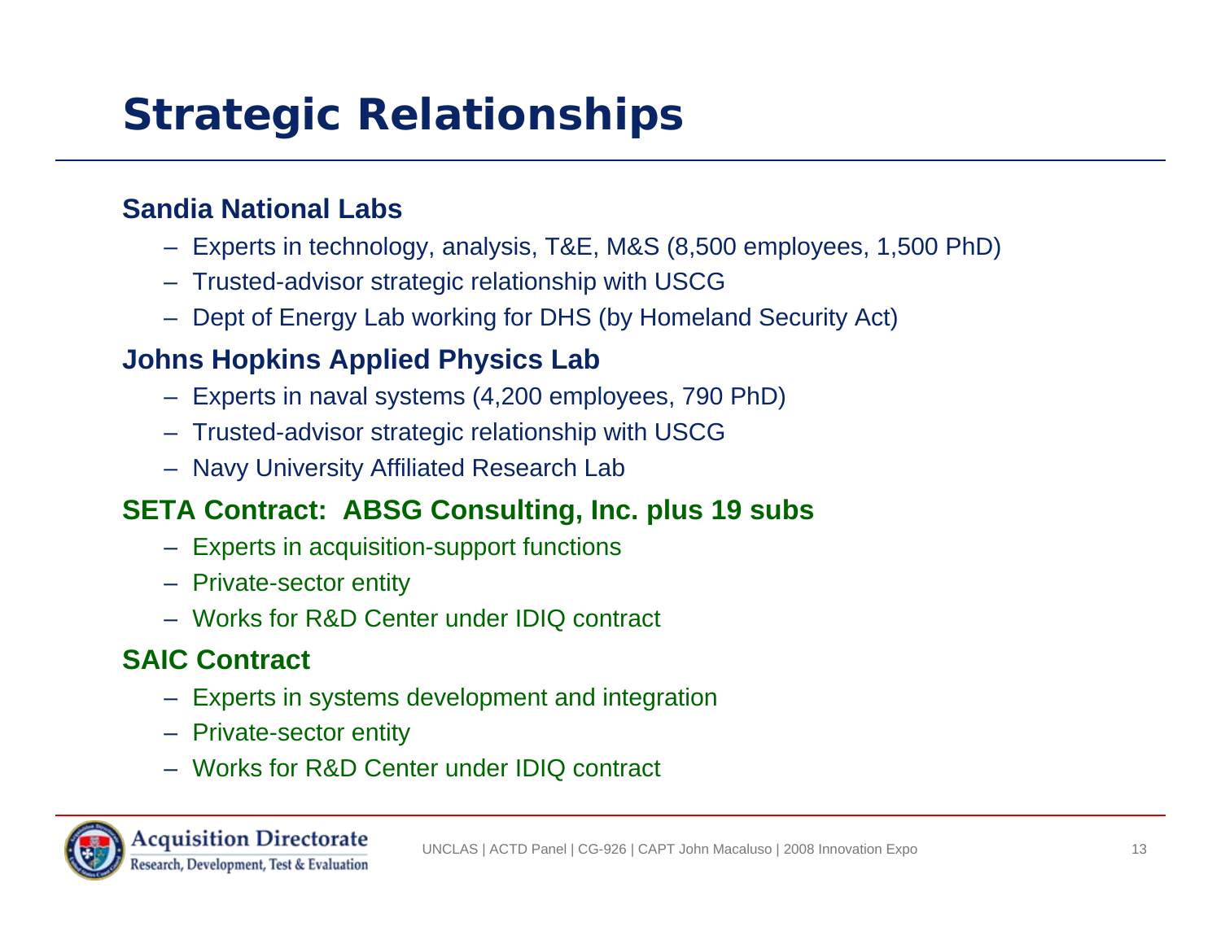# Strategic Relationships

**Sandia National Labs**

- Experts in technology, analysis, T&E, M&S (8,500 employees, 1,500 PhD)
- Trusted-advisor strategic relationship with USCG
- Dept of Energy Lab working for DHS (by Homeland Security Act)

**Johns Hopkins Applied Physics Lab**

- Experts in naval systems (4,200 employees, 790 PhD)
- Trusted-advisor strategic relationship with USCG
- Navy University Affiliated Research Lab

**SETA Contract: ABSG Consulting, Inc. plus 19 subs**

- Experts in acquisition-support functions
- Private-sector entity
- Works for R&D Center under IDIQ contract

**SAIC Contract**

- Experts in systems development and integration
- Private-sector entity
- Works for R&D Center under IDIQ contract